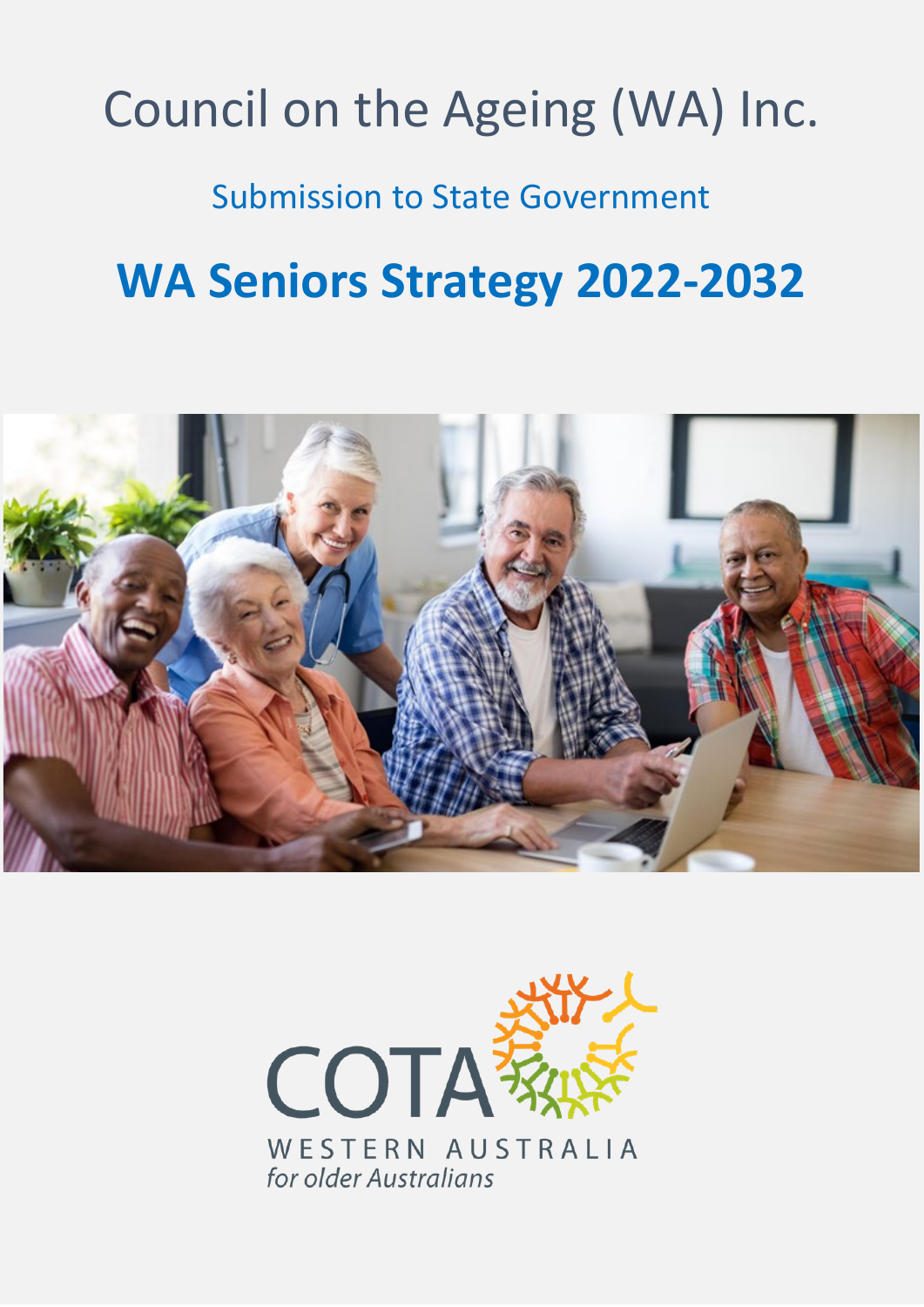# Council on the Ageing (WA) Inc.

## Submission to State Government

# **WA Seniors Strategy 2022-2032**

COTA

WESTERN AUSTRALIA

*for older Australians*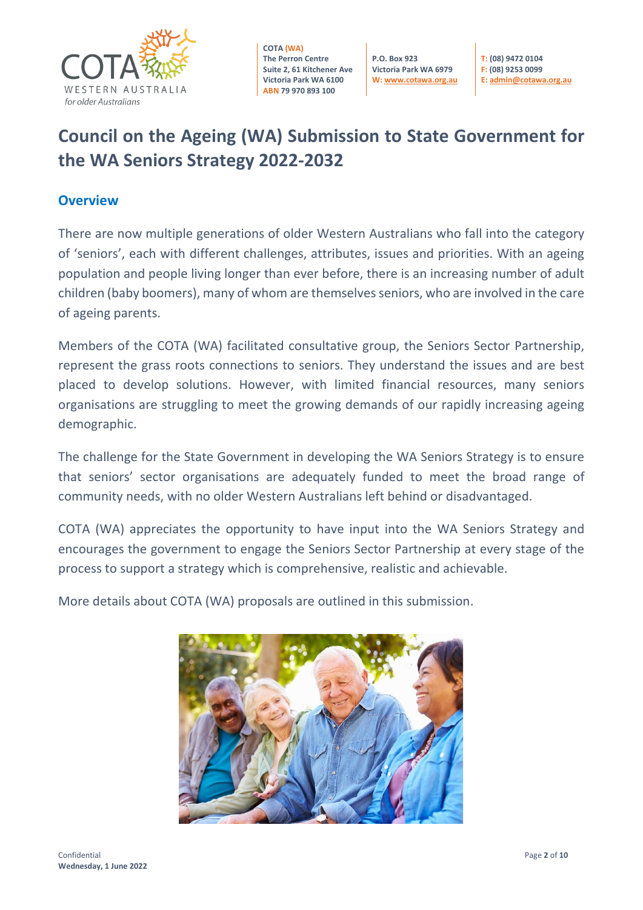**COTA (WA)**
The Perron Centre
Suite 2, 61 Kitchener Ave
Victoria Park WA 6100
ABN 79 970 893 100

P.O. Box 923
Victoria Park WA 6979
W: www.cotawa.org.au

T: (08) 9472 0104
F: (08) 9253 0099
E: admin@cotawa.org.au

# Council on the Ageing (WA) Submission to State Government for the WA Seniors Strategy 2022-2032

## Overview

There are now multiple generations of older Western Australians who fall into the category of 'seniors', each with different challenges, attributes, issues and priorities. With an ageing population and people living longer than ever before, there is an increasing number of adult children (baby boomers), many of whom are themselves seniors, who are involved in the care of ageing parents.

Members of the COTA (WA) facilitated consultative group, the Seniors Sector Partnership, represent the grass roots connections to seniors. They understand the issues and are best placed to develop solutions. However, with limited financial resources, many seniors organisations are struggling to meet the growing demands of our rapidly increasing ageing demographic.

The challenge for the State Government in developing the WA Seniors Strategy is to ensure that seniors' sector organisations are adequately funded to meet the broad range of community needs, with no older Western Australians left behind or disadvantaged.

COTA (WA) appreciates the opportunity to have input into the WA Seniors Strategy and encourages the government to engage the Seniors Sector Partnership at every stage of the process to support a strategy which is comprehensive, realistic and achievable.

More details about COTA (WA) proposals are outlined in this submission.

Confidential
**Wednesday, 1 June 2022**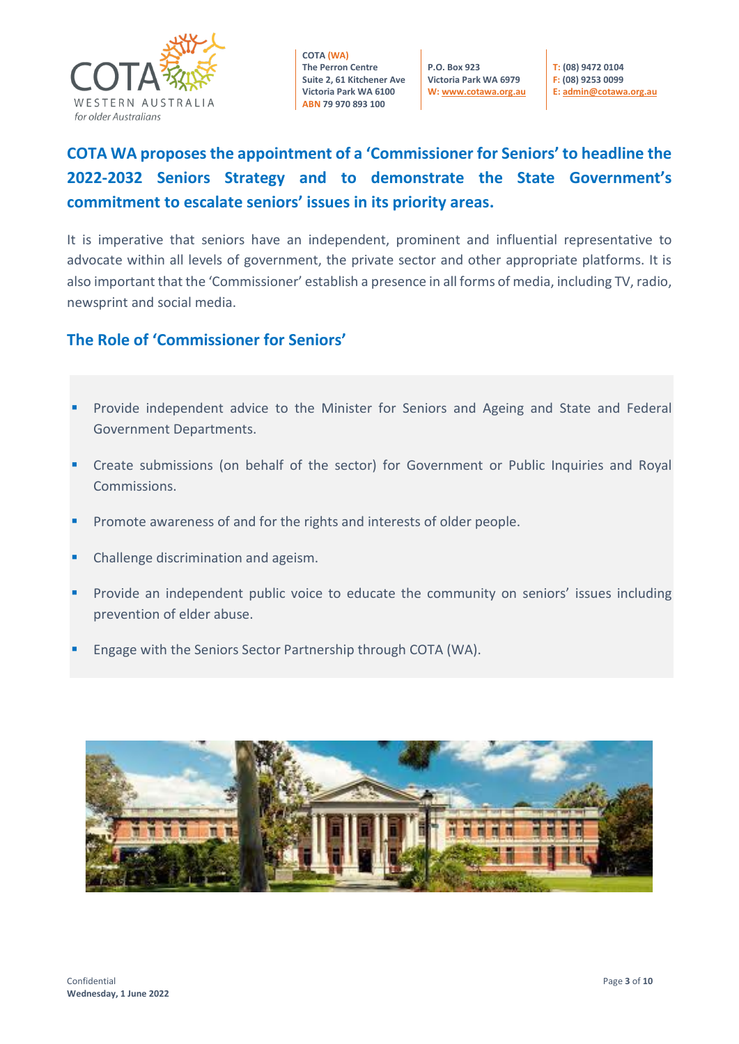## COTA WA proposes the appointment of a 'Commissioner for Seniors' to headline the 2022-2032 Seniors Strategy and to demonstrate the State Government's commitment to escalate seniors' issues in its priority areas.

It is imperative that seniors have an independent, prominent and influential representative to advocate within all levels of government, the private sector and other appropriate platforms. It is also important that the 'Commissioner' establish a presence in all forms of media, including TV, radio, newsprint and social media.

## The Role of 'Commissioner for Seniors'

- Provide independent advice to the Minister for Seniors and Ageing and State and Federal Government Departments.
- Create submissions (on behalf of the sector) for Government or Public Inquiries and Royal Commissions.
- Promote awareness of and for the rights and interests of older people.
- Challenge discrimination and ageism.
- Provide an independent public voice to educate the community on seniors' issues including prevention of elder abuse.
- Engage with the Seniors Sector Partnership through COTA (WA).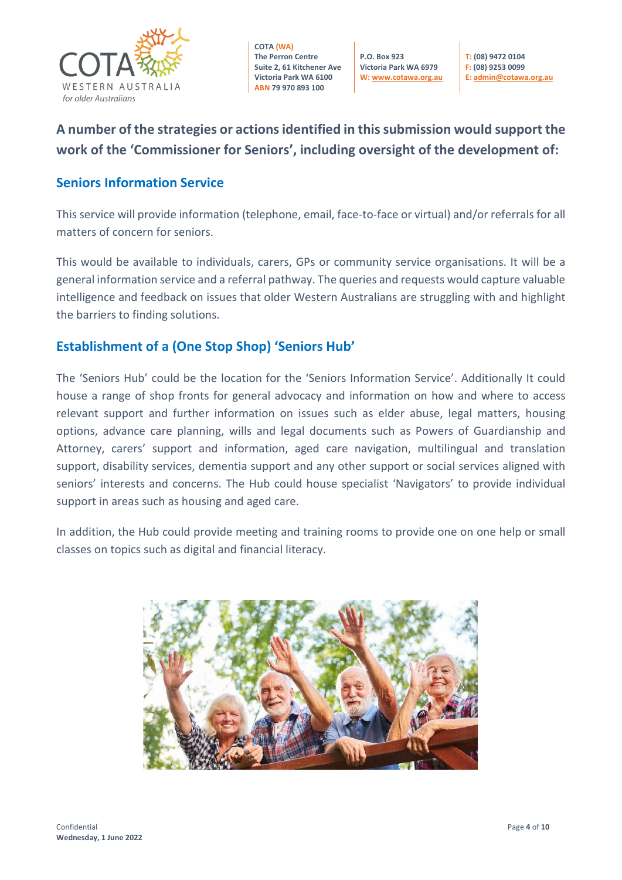**A number of the strategies or actions identified in this submission would support the work of the 'Commissioner for Seniors', including oversight of the development of:**

## Seniors Information Service

This service will provide information (telephone, email, face-to-face or virtual) and/or referrals for all matters of concern for seniors.

This would be available to individuals, carers, GPs or community service organisations. It will be a general information service and a referral pathway. The queries and requests would capture valuable intelligence and feedback on issues that older Western Australians are struggling with and highlight the barriers to finding solutions.

## Establishment of a (One Stop Shop) 'Seniors Hub'

The 'Seniors Hub' could be the location for the 'Seniors Information Service'. Additionally It could house a range of shop fronts for general advocacy and information on how and where to access relevant support and further information on issues such as elder abuse, legal matters, housing options, advance care planning, wills and legal documents such as Powers of Guardianship and Attorney, carers' support and information, aged care navigation, multilingual and translation support, disability services, dementia support and any other support or social services aligned with seniors' interests and concerns. The Hub could house specialist 'Navigators' to provide individual support in areas such as housing and aged care.

In addition, the Hub could provide meeting and training rooms to provide one on one help or small classes on topics such as digital and financial literacy.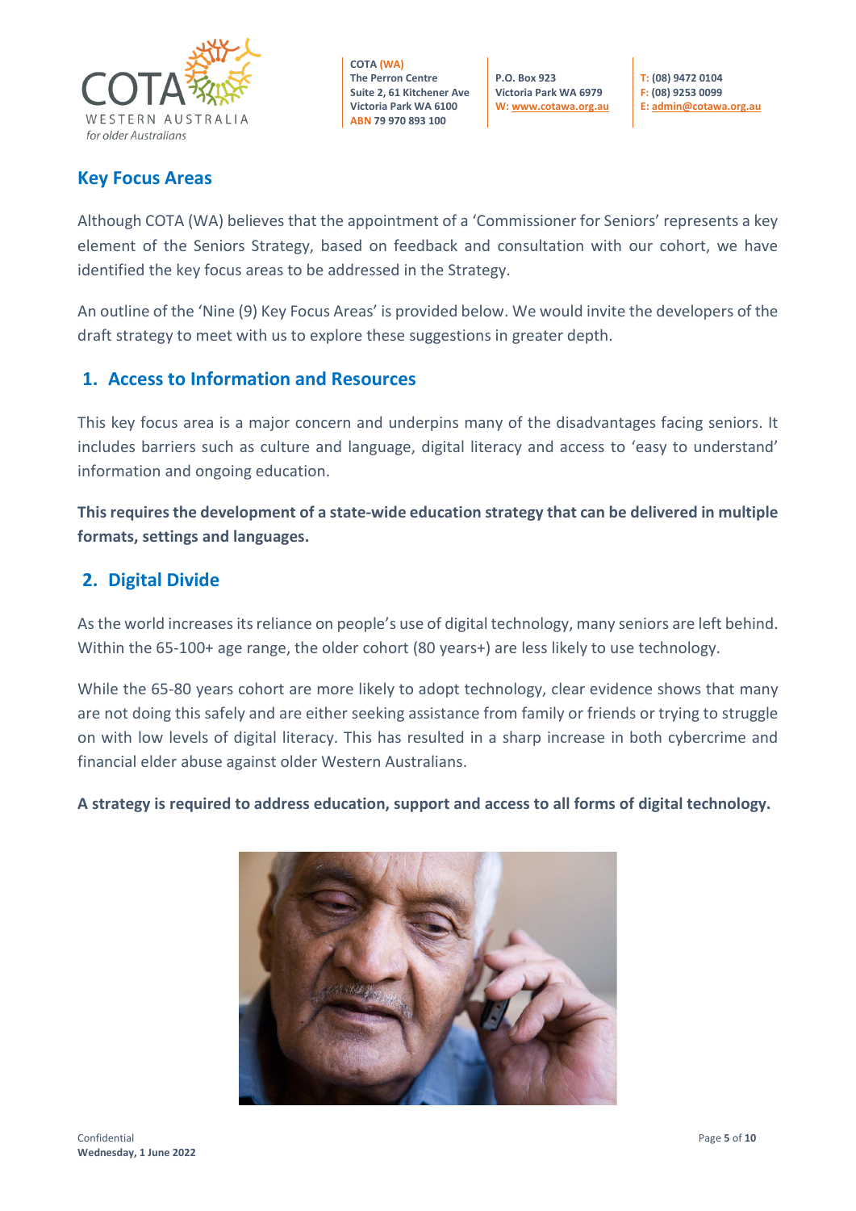## Key Focus Areas

Although COTA (WA) believes that the appointment of a 'Commissioner for Seniors' represents a key element of the Seniors Strategy, based on feedback and consultation with our cohort, we have identified the key focus areas to be addressed in the Strategy.

An outline of the 'Nine (9) Key Focus Areas' is provided below. We would invite the developers of the draft strategy to meet with us to explore these suggestions in greater depth.

### 1. Access to Information and Resources

This key focus area is a major concern and underpins many of the disadvantages facing seniors. It includes barriers such as culture and language, digital literacy and access to 'easy to understand' information and ongoing education.

**This requires the development of a state-wide education strategy that can be delivered in multiple formats, settings and languages.**

### 2. Digital Divide

As the world increases its reliance on people's use of digital technology, many seniors are left behind. Within the 65-100+ age range, the older cohort (80 years+) are less likely to use technology.

While the 65-80 years cohort are more likely to adopt technology, clear evidence shows that many are not doing this safely and are either seeking assistance from family or friends or trying to struggle on with low levels of digital literacy. This has resulted in a sharp increase in both cybercrime and financial elder abuse against older Western Australians.

**A strategy is required to address education, support and access to all forms of digital technology.**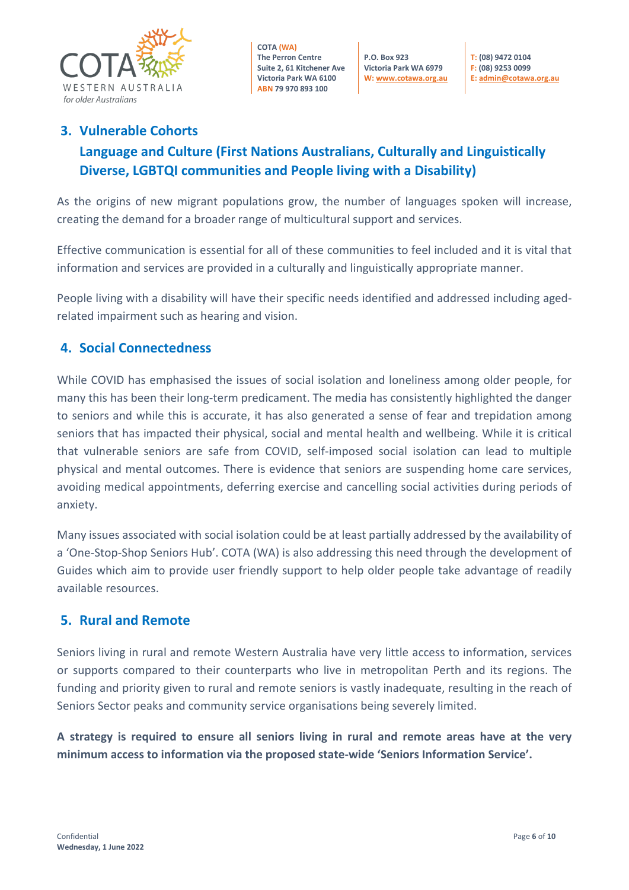## 3. Vulnerable Cohorts

## Language and Culture (First Nations Australians, Culturally and Linguistically Diverse, LGBTQI communities and People living with a Disability)

As the origins of new migrant populations grow, the number of languages spoken will increase, creating the demand for a broader range of multicultural support and services.

Effective communication is essential for all of these communities to feel included and it is vital that information and services are provided in a culturally and linguistically appropriate manner.

People living with a disability will have their specific needs identified and addressed including aged-related impairment such as hearing and vision.

## 4. Social Connectedness

While COVID has emphasised the issues of social isolation and loneliness among older people, for many this has been their long-term predicament. The media has consistently highlighted the danger to seniors and while this is accurate, it has also generated a sense of fear and trepidation among seniors that has impacted their physical, social and mental health and wellbeing. While it is critical that vulnerable seniors are safe from COVID, self-imposed social isolation can lead to multiple physical and mental outcomes. There is evidence that seniors are suspending home care services, avoiding medical appointments, deferring exercise and cancelling social activities during periods of anxiety.

Many issues associated with social isolation could be at least partially addressed by the availability of a 'One-Stop-Shop Seniors Hub'. COTA (WA) is also addressing this need through the development of Guides which aim to provide user friendly support to help older people take advantage of readily available resources.

## 5. Rural and Remote

Seniors living in rural and remote Western Australia have very little access to information, services or supports compared to their counterparts who live in metropolitan Perth and its regions. The funding and priority given to rural and remote seniors is vastly inadequate, resulting in the reach of Seniors Sector peaks and community service organisations being severely limited.

**A strategy is required to ensure all seniors living in rural and remote areas have at the very minimum access to information via the proposed state-wide 'Seniors Information Service'.**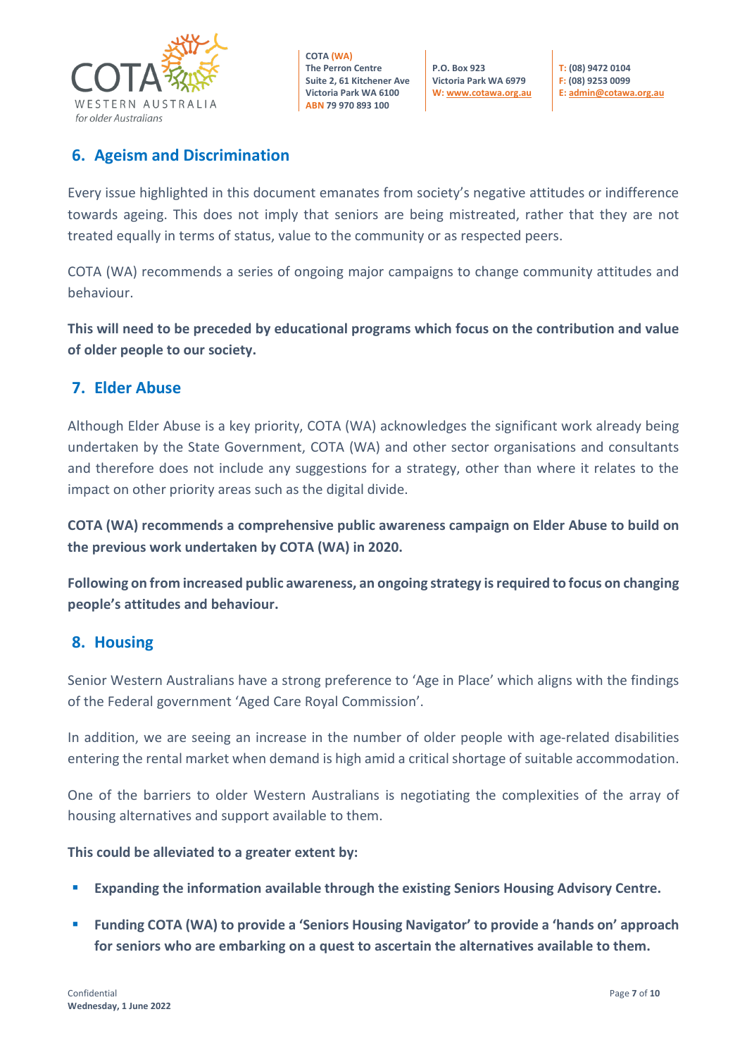## 6. Ageism and Discrimination

Every issue highlighted in this document emanates from society's negative attitudes or indifference towards ageing. This does not imply that seniors are being mistreated, rather that they are not treated equally in terms of status, value to the community or as respected peers.

COTA (WA) recommends a series of ongoing major campaigns to change community attitudes and behaviour.

**This will need to be preceded by educational programs which focus on the contribution and value of older people to our society.**

## 7. Elder Abuse

Although Elder Abuse is a key priority, COTA (WA) acknowledges the significant work already being undertaken by the State Government, COTA (WA) and other sector organisations and consultants and therefore does not include any suggestions for a strategy, other than where it relates to the impact on other priority areas such as the digital divide.

**COTA (WA) recommends a comprehensive public awareness campaign on Elder Abuse to build on the previous work undertaken by COTA (WA) in 2020.**

**Following on from increased public awareness, an ongoing strategy is required to focus on changing people's attitudes and behaviour.**

## 8. Housing

Senior Western Australians have a strong preference to 'Age in Place' which aligns with the findings of the Federal government 'Aged Care Royal Commission'.

In addition, we are seeing an increase in the number of older people with age-related disabilities entering the rental market when demand is high amid a critical shortage of suitable accommodation.

One of the barriers to older Western Australians is negotiating the complexities of the array of housing alternatives and support available to them.

**This could be alleviated to a greater extent by:**

- **Expanding the information available through the existing Seniors Housing Advisory Centre.**
- **Funding COTA (WA) to provide a 'Seniors Housing Navigator' to provide a 'hands on' approach for seniors who are embarking on a quest to ascertain the alternatives available to them.**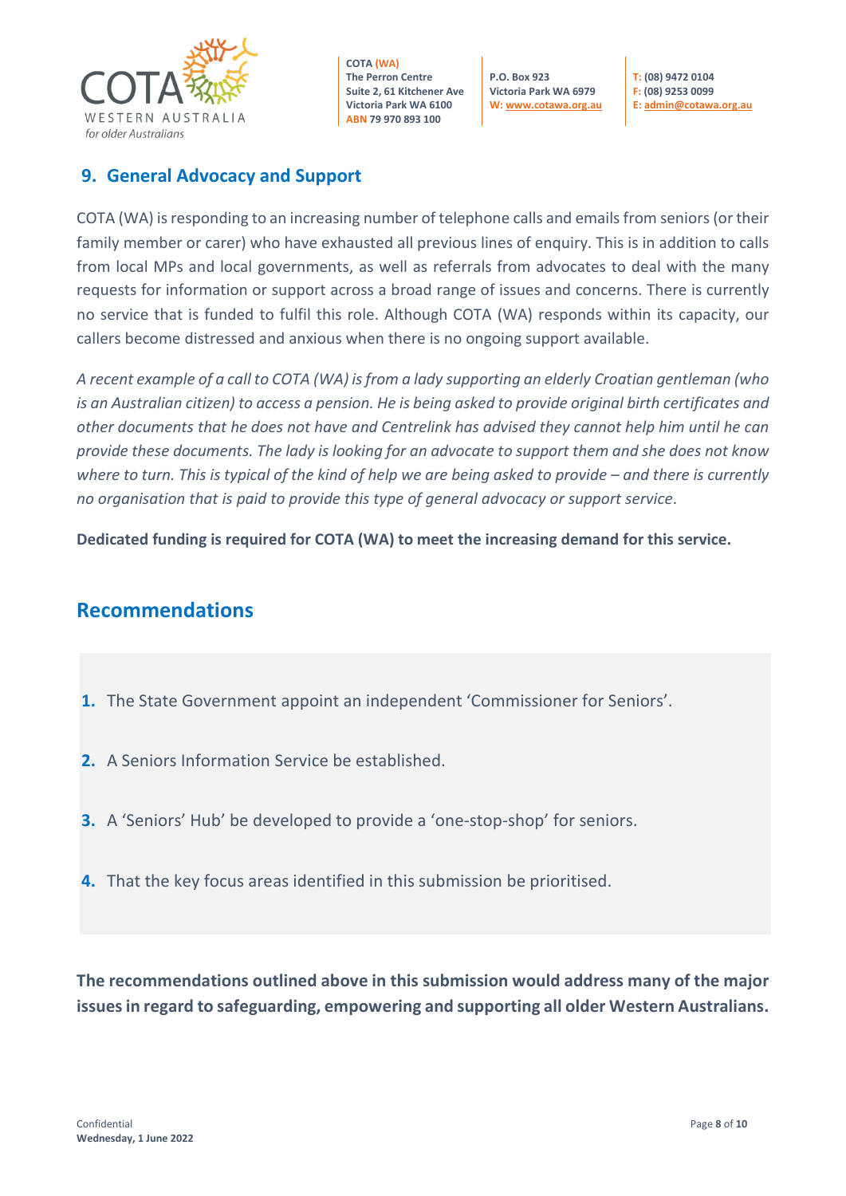## 9. General Advocacy and Support

COTA (WA) is responding to an increasing number of telephone calls and emails from seniors (or their family member or carer) who have exhausted all previous lines of enquiry. This is in addition to calls from local MPs and local governments, as well as referrals from advocates to deal with the many requests for information or support across a broad range of issues and concerns. There is currently no service that is funded to fulfil this role. Although COTA (WA) responds within its capacity, our callers become distressed and anxious when there is no ongoing support available.

*A recent example of a call to COTA (WA) is from a lady supporting an elderly Croatian gentleman (who is an Australian citizen) to access a pension. He is being asked to provide original birth certificates and other documents that he does not have and Centrelink has advised they cannot help him until he can provide these documents. The lady is looking for an advocate to support them and she does not know where to turn. This is typical of the kind of help we are being asked to provide – and there is currently no organisation that is paid to provide this type of general advocacy or support service.*

**Dedicated funding is required for COTA (WA) to meet the increasing demand for this service.**

## Recommendations

1. The State Government appoint an independent 'Commissioner for Seniors'.
2. A Seniors Information Service be established.
3. A 'Seniors' Hub' be developed to provide a 'one-stop-shop' for seniors.
4. That the key focus areas identified in this submission be prioritised.

**The recommendations outlined above in this submission would address many of the major issues in regard to safeguarding, empowering and supporting all older Western Australians.**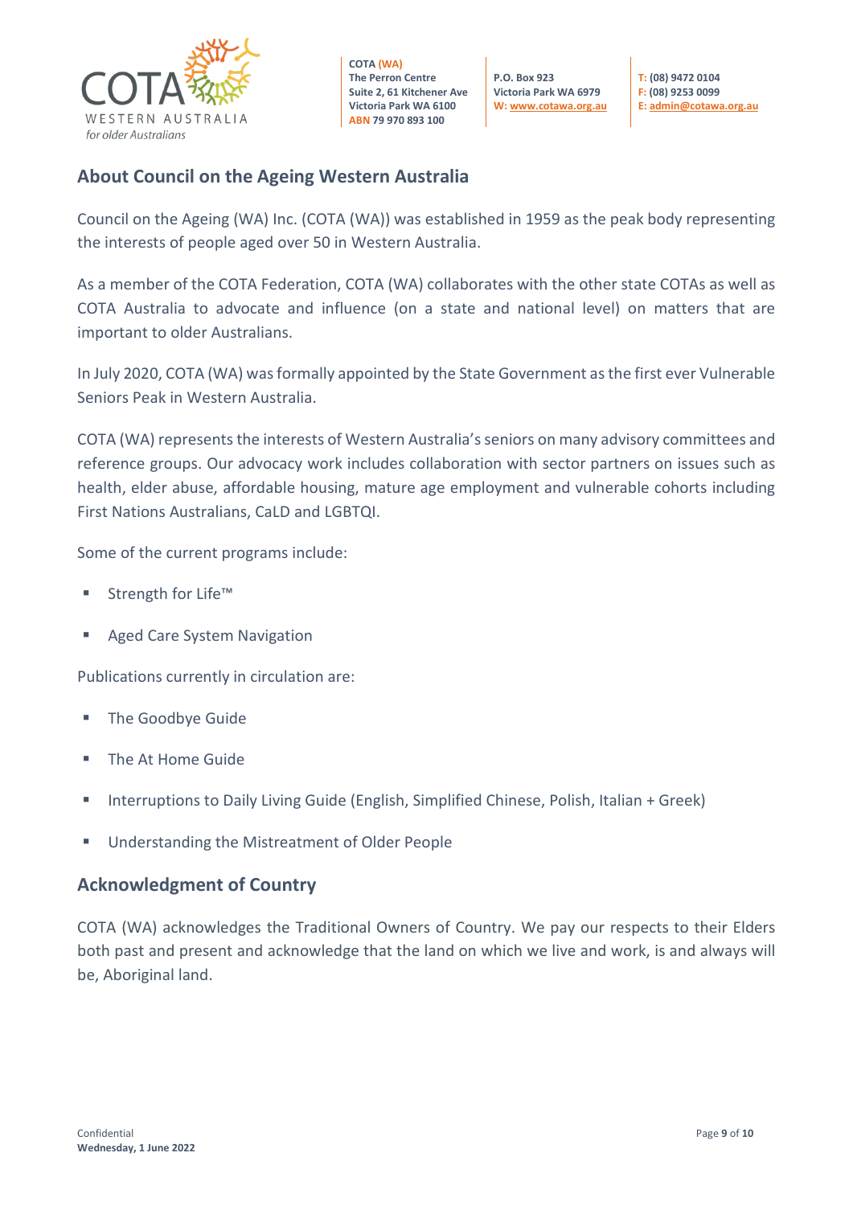## About Council on the Ageing Western Australia

Council on the Ageing (WA) Inc. (COTA (WA)) was established in 1959 as the peak body representing the interests of people aged over 50 in Western Australia.

As a member of the COTA Federation, COTA (WA) collaborates with the other state COTAs as well as COTA Australia to advocate and influence (on a state and national level) on matters that are important to older Australians.

In July 2020, COTA (WA) was formally appointed by the State Government as the first ever Vulnerable Seniors Peak in Western Australia.

COTA (WA) represents the interests of Western Australia's seniors on many advisory committees and reference groups. Our advocacy work includes collaboration with sector partners on issues such as health, elder abuse, affordable housing, mature age employment and vulnerable cohorts including First Nations Australians, CaLD and LGBTQI.

Some of the current programs include:

- Strength for Life™
- Aged Care System Navigation

Publications currently in circulation are:

- The Goodbye Guide
- The At Home Guide
- Interruptions to Daily Living Guide (English, Simplified Chinese, Polish, Italian + Greek)
- Understanding the Mistreatment of Older People

## Acknowledgment of Country

COTA (WA) acknowledges the Traditional Owners of Country. We pay our respects to their Elders both past and present and acknowledge that the land on which we live and work, is and always will be, Aboriginal land.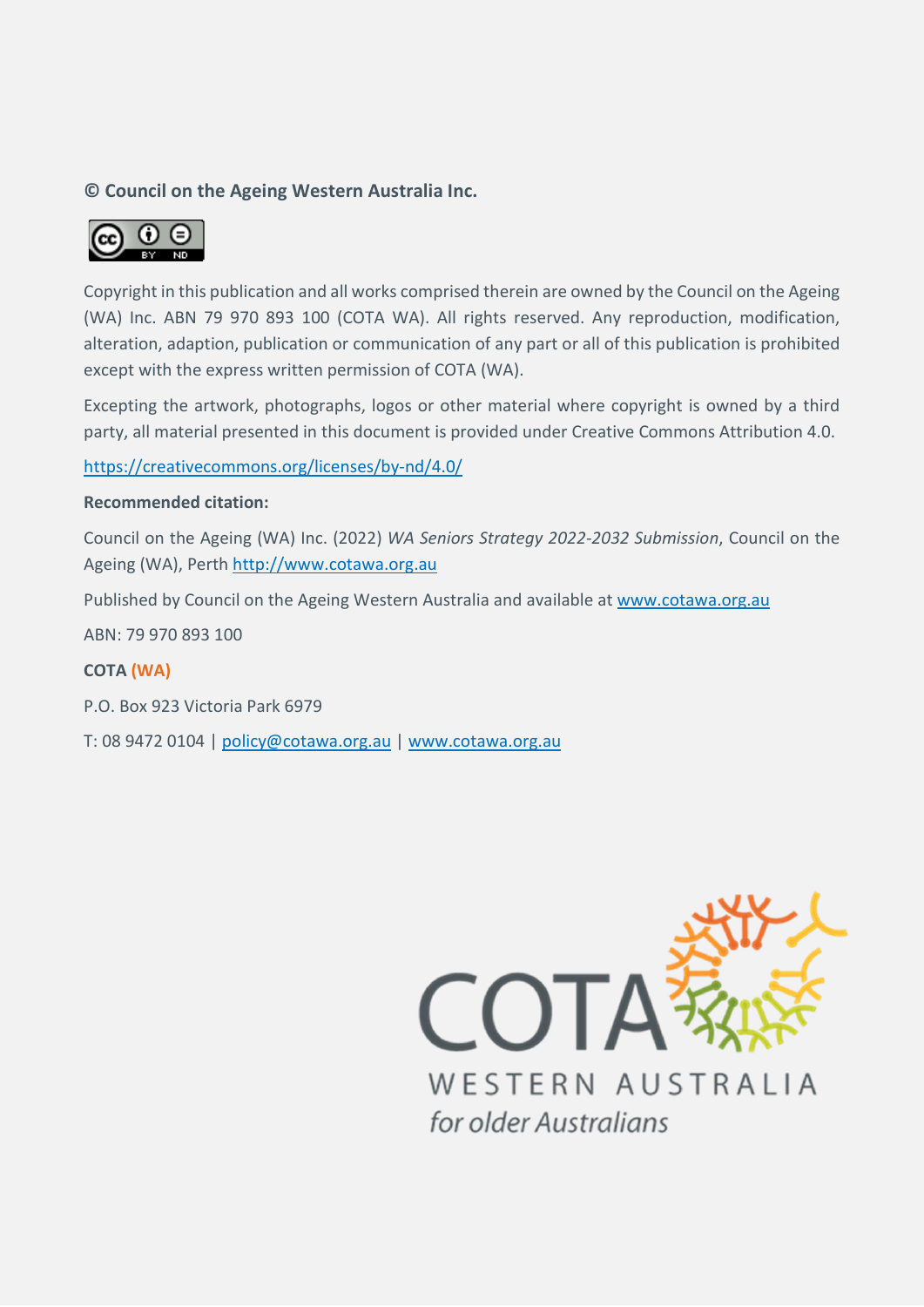**© Council on the Ageing Western Australia Inc.**

Copyright in this publication and all works comprised therein are owned by the Council on the Ageing (WA) Inc. ABN 79 970 893 100 (COTA WA). All rights reserved. Any reproduction, modification, alteration, adaption, publication or communication of any part or all of this publication is prohibited except with the express written permission of COTA (WA).

Excepting the artwork, photographs, logos or other material where copyright is owned by a third party, all material presented in this document is provided under Creative Commons Attribution 4.0.

https://creativecommons.org/licenses/by-nd/4.0/

**Recommended citation:**

Council on the Ageing (WA) Inc. (2022) *WA Seniors Strategy 2022-2032 Submission*, Council on the Ageing (WA), Perth http://www.cotawa.org.au

Published by Council on the Ageing Western Australia and available at www.cotawa.org.au

ABN: 79 970 893 100

**COTA (WA)**

P.O. Box 923 Victoria Park 6979

T: 08 9472 0104 | policy@cotawa.org.au | www.cotawa.org.au

COTA
WESTERN AUSTRALIA
*for older Australians*